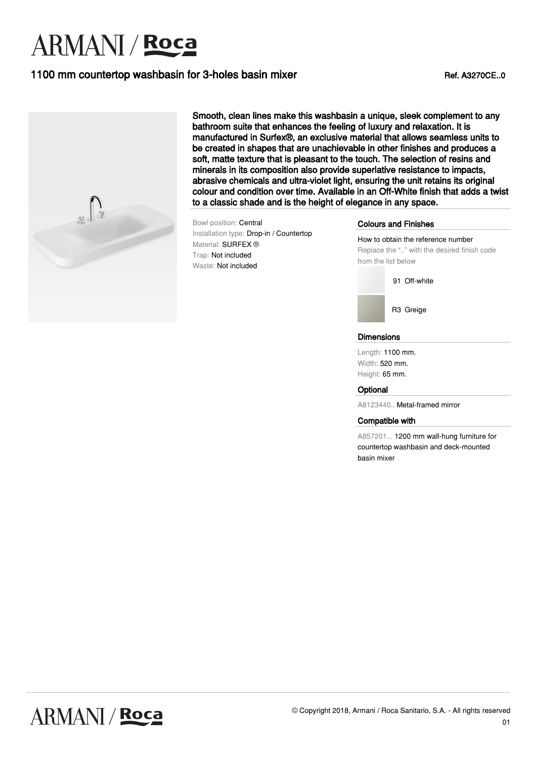# ARMANI / Roca

## 1100 mm countertop washbasin for 3-holes basin mixer

Ref. A3270CE..0

Smooth, clean lines make this washbasin a unique, sleek complement to any bathroom suite that enhances the feeling of luxury and relaxation. It is manufactured in Surfex®, an exclusive material that allows seamless units to be created in shapes that are unachievable in other finishes and produces a soft, matte texture that is pleasant to the touch. The selection of resins and minerals in its composition also provide superlative resistance to impacts, abrasive chemicals and ultra-violet light, ensuring the unit retains its original colour and condition over time. Available in an Off-White finish that adds a twist to a classic shade and is the height of elegance in any space.

Bowl position: Central
Installation type: Drop-in / Countertop
Material: SURFEX ®
Trap: Not included
Waste: Not included

### Colours and Finishes

How to obtain the reference number
Replace the ".." with the desired finish code from the list below

- 91 Off-white
- R3 Greige

### Dimensions

Length: 1100 mm.
Width: 520 mm.
Height: 65 mm.

### Optional

A8123440.. Metal-framed mirror

### Compatible with

A857201... 1200 mm wall-hung furniture for countertop washbasin and deck-mounted basin mixer

© Copyright 2018, Armani / Roca Sanitario, S.A. - All rights reserved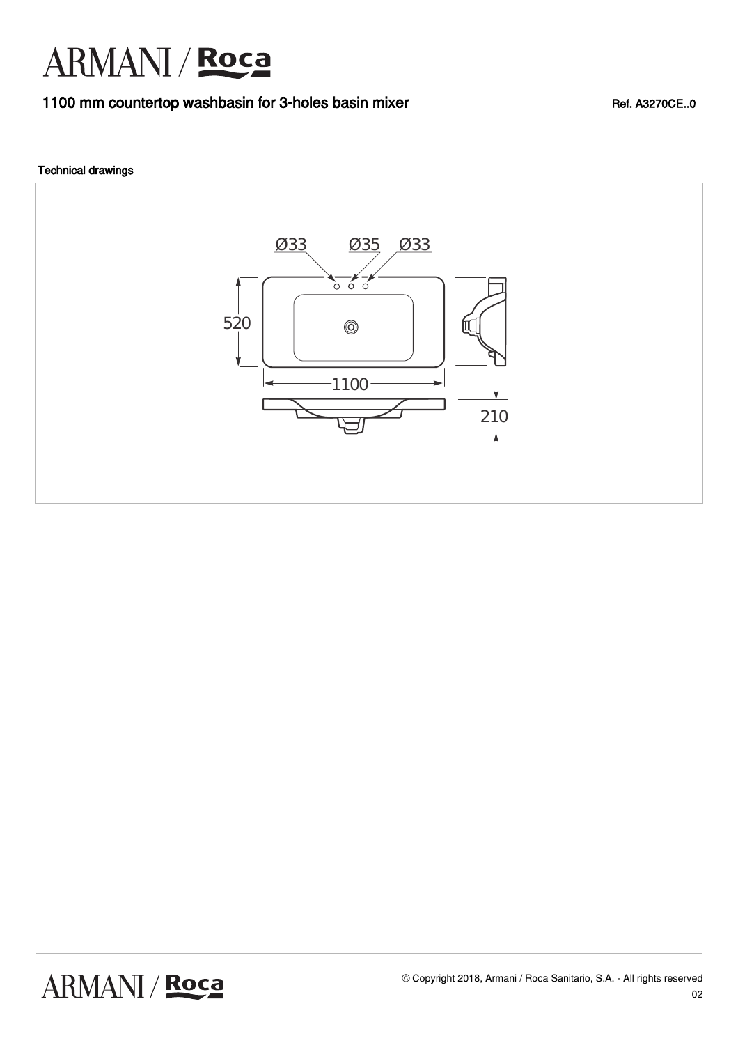# ARMANI / Roca

## 1100 mm countertop washbasin for 3-holes basin mixer

Ref. A3270CE..0

### Technical drawings

Ø33 Ø35 Ø33

520

1100

210

© Copyright 2018, Armani / Roca Sanitario, S.A. - All rights reserved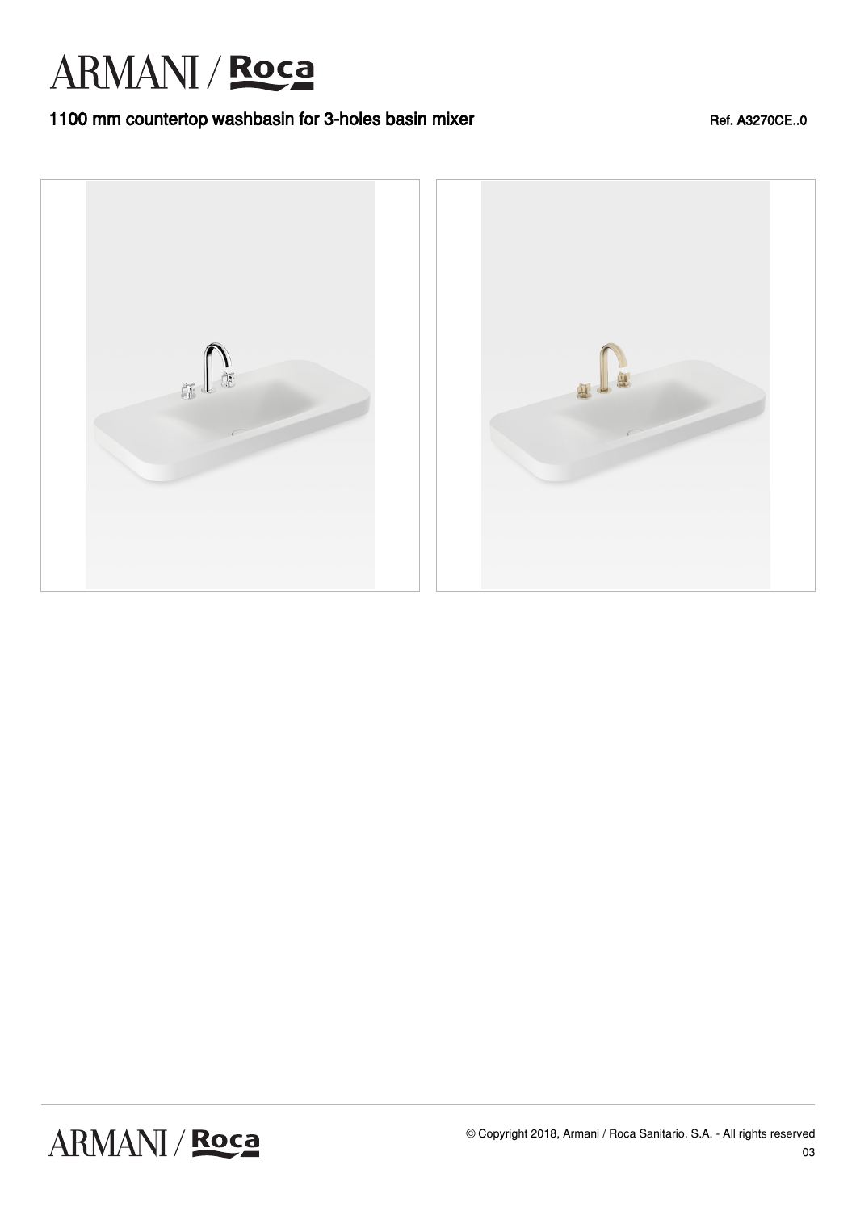# 1100 mm countertop washbasin for 3-holes basin mixer

Ref. A3270CE..0

© Copyright 2018, Armani / Roca Sanitario, S.A. - All rights reserved